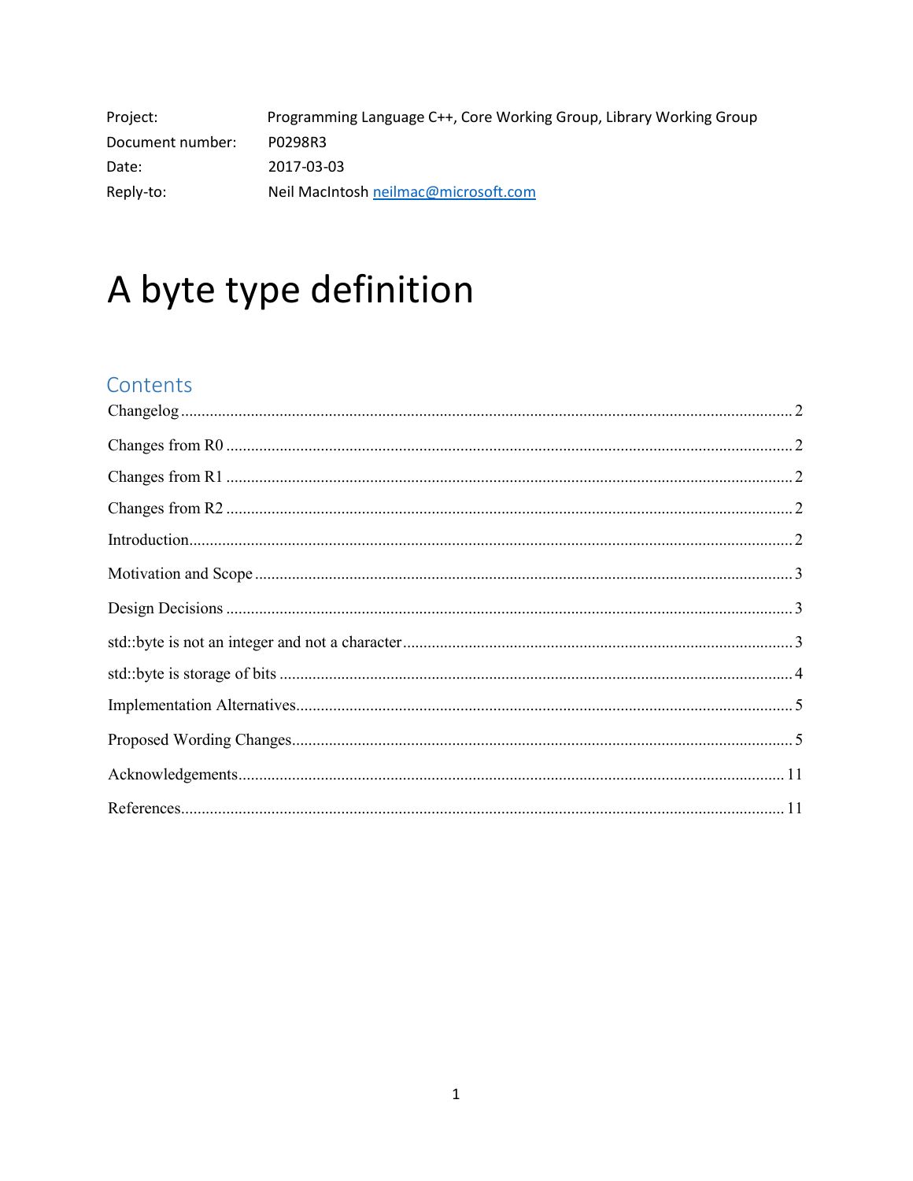| | |
|---|---|
| Project: | Programming Language C++, Core Working Group, Library Working Group |
| Document number: | P0298R3 |
| Date: | 2017-03-03 |
| Reply-to: | Neil MacIntosh neilmac@microsoft.com |

# A byte type definition

## Contents

Changelog ........ 2

Changes from R0 ........ 2

Changes from R1 ........ 2

Changes from R2 ........ 2

Introduction ........ 2

Motivation and Scope ........ 3

Design Decisions ........ 3

std::byte is not an integer and not a character ........ 3

std::byte is storage of bits ........ 4

Implementation Alternatives ........ 5

Proposed Wording Changes ........ 5

Acknowledgements ........ 11

References ........ 11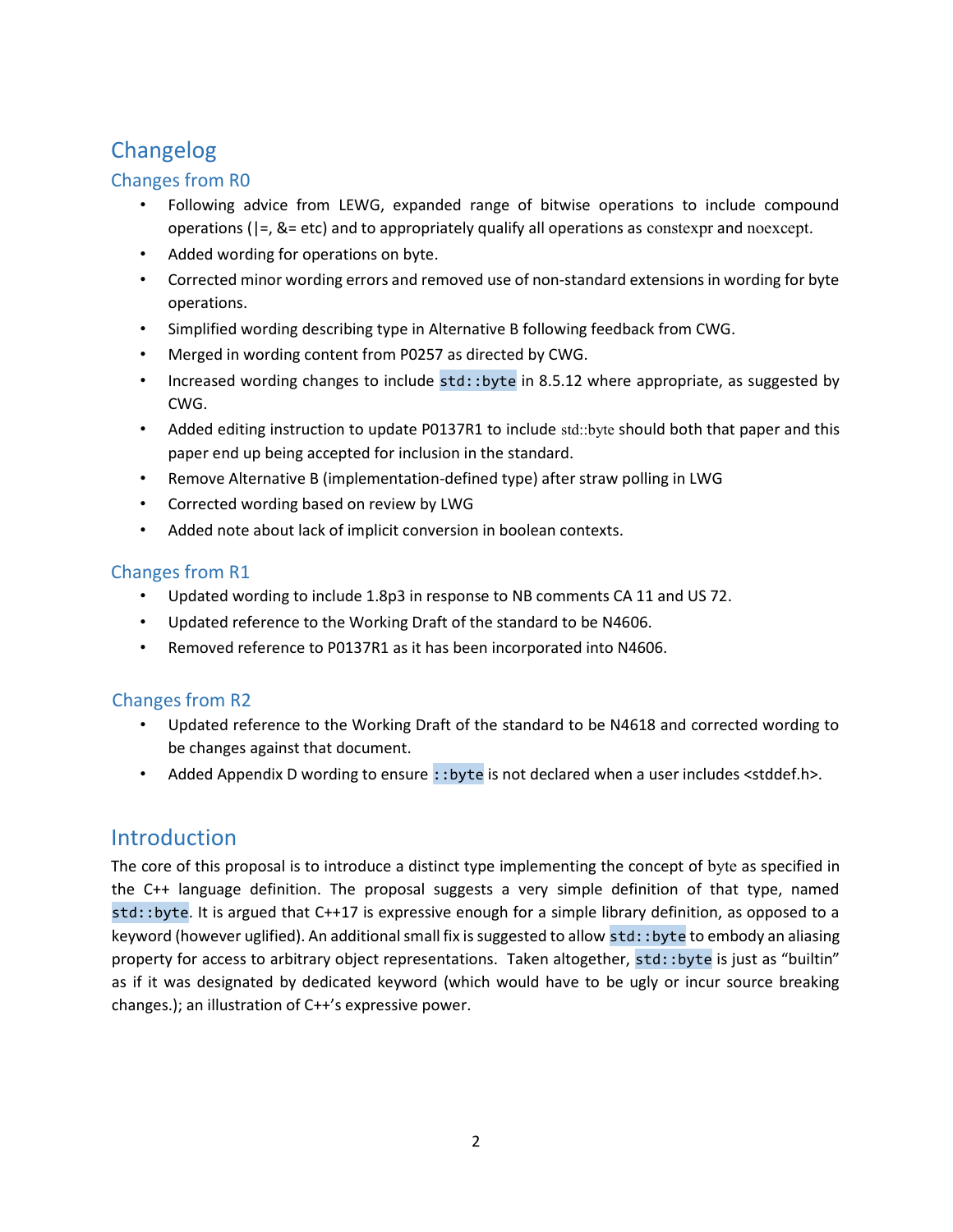# Changelog

## Changes from R0

- Following advice from LEWG, expanded range of bitwise operations to include compound operations (|=, &= etc) and to appropriately qualify all operations as constexpr and noexcept.
- Added wording for operations on byte.
- Corrected minor wording errors and removed use of non-standard extensions in wording for byte operations.
- Simplified wording describing type in Alternative B following feedback from CWG.
- Merged in wording content from P0257 as directed by CWG.
- Increased wording changes to include `std::byte` in 8.5.12 where appropriate, as suggested by CWG.
- Added editing instruction to update P0137R1 to include std::byte should both that paper and this paper end up being accepted for inclusion in the standard.
- Remove Alternative B (implementation-defined type) after straw polling in LWG
- Corrected wording based on review by LWG
- Added note about lack of implicit conversion in boolean contexts.

## Changes from R1

- Updated wording to include 1.8p3 in response to NB comments CA 11 and US 72.
- Updated reference to the Working Draft of the standard to be N4606.
- Removed reference to P0137R1 as it has been incorporated into N4606.

## Changes from R2

- Updated reference to the Working Draft of the standard to be N4618 and corrected wording to be changes against that document.
- Added Appendix D wording to ensure `::byte` is not declared when a user includes <stddef.h>.

# Introduction

The core of this proposal is to introduce a distinct type implementing the concept of byte as specified in the C++ language definition. The proposal suggests a very simple definition of that type, named `std::byte`. It is argued that C++17 is expressive enough for a simple library definition, as opposed to a keyword (however uglified). An additional small fix is suggested to allow `std::byte` to embody an aliasing property for access to arbitrary object representations. Taken altogether, `std::byte` is just as "builtin" as if it was designated by dedicated keyword (which would have to be ugly or incur source breaking changes.); an illustration of C++'s expressive power.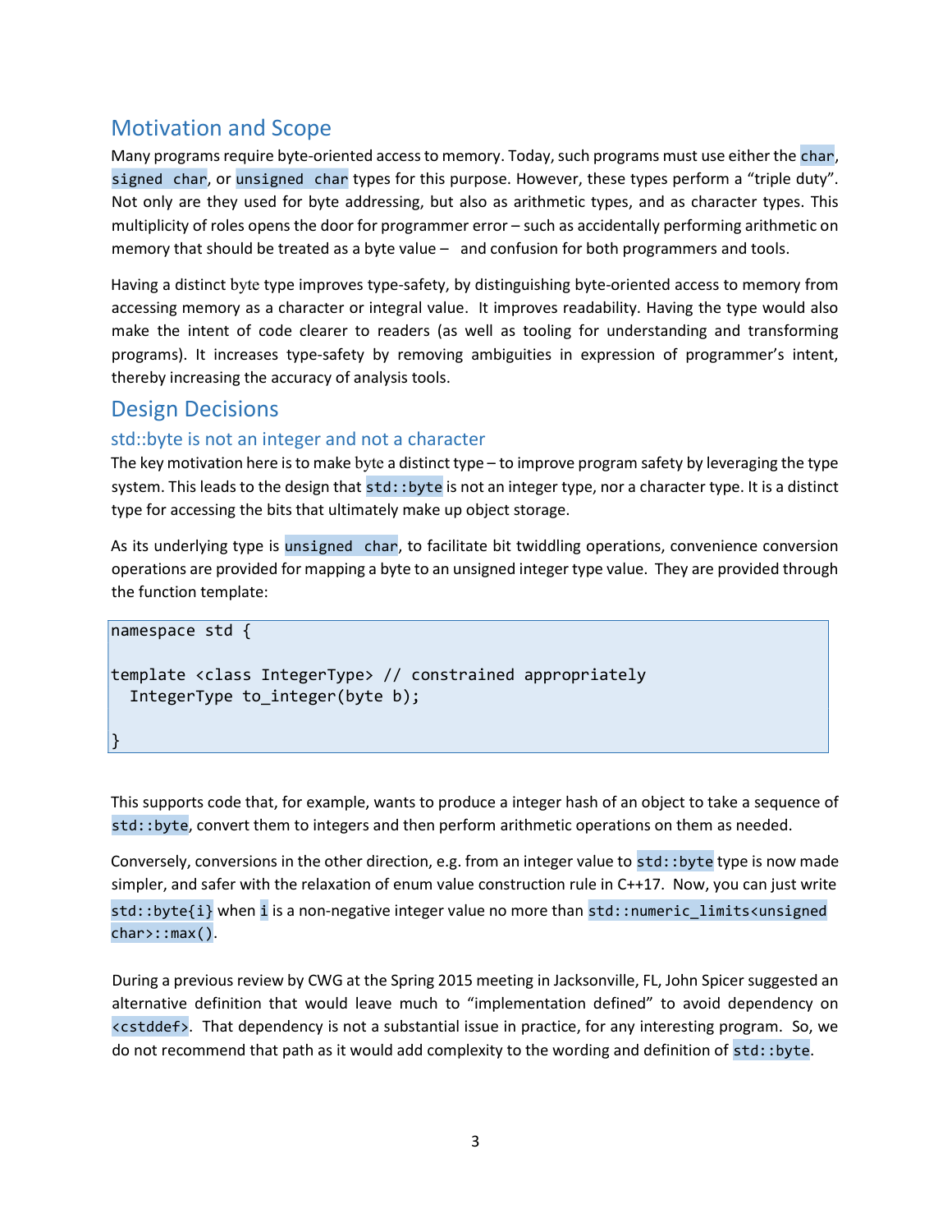## Motivation and Scope

Many programs require byte-oriented access to memory. Today, such programs must use either the `char`, `signed char`, or `unsigned char` types for this purpose. However, these types perform a "triple duty". Not only are they used for byte addressing, but also as arithmetic types, and as character types. This multiplicity of roles opens the door for programmer error – such as accidentally performing arithmetic on memory that should be treated as a byte value – and confusion for both programmers and tools.

Having a distinct byte type improves type-safety, by distinguishing byte-oriented access to memory from accessing memory as a character or integral value. It improves readability. Having the type would also make the intent of code clearer to readers (as well as tooling for understanding and transforming programs). It increases type-safety by removing ambiguities in expression of programmer's intent, thereby increasing the accuracy of analysis tools.

## Design Decisions

### std::byte is not an integer and not a character

The key motivation here is to make byte a distinct type – to improve program safety by leveraging the type system. This leads to the design that `std::byte` is not an integer type, nor a character type. It is a distinct type for accessing the bits that ultimately make up object storage.

As its underlying type is `unsigned char`, to facilitate bit twiddling operations, convenience conversion operations are provided for mapping a byte to an unsigned integer type value. They are provided through the function template:

```
namespace std {

template <class IntegerType> // constrained appropriately
  IntegerType to_integer(byte b);

}
```

This supports code that, for example, wants to produce a integer hash of an object to take a sequence of `std::byte`, convert them to integers and then perform arithmetic operations on them as needed.

Conversely, conversions in the other direction, e.g. from an integer value to `std::byte` type is now made simpler, and safer with the relaxation of enum value construction rule in C++17. Now, you can just write `std::byte{i}` when `i` is a non-negative integer value no more than `std::numeric_limits<unsigned char>::max()`.

During a previous review by CWG at the Spring 2015 meeting in Jacksonville, FL, John Spicer suggested an alternative definition that would leave much to "implementation defined" to avoid dependency on `<cstddef>`. That dependency is not a substantial issue in practice, for any interesting program. So, we do not recommend that path as it would add complexity to the wording and definition of `std::byte`.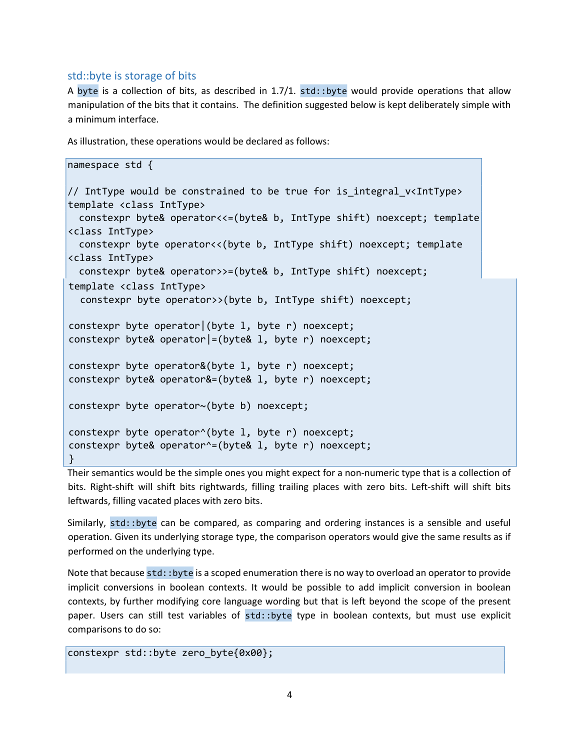### std::byte is storage of bits

A byte is a collection of bits, as described in 1.7/1. std::byte would provide operations that allow manipulation of the bits that it contains. The definition suggested below is kept deliberately simple with a minimum interface.

As illustration, these operations would be declared as follows:

```
namespace std {

// IntType would be constrained to be true for is_integral_v<IntType>
template <class IntType>
  constexpr byte& operator<<=(byte& b, IntType shift) noexcept; template
<class IntType>
  constexpr byte operator<<(byte b, IntType shift) noexcept; template
<class IntType>
  constexpr byte& operator>>=(byte& b, IntType shift) noexcept;
template <class IntType>
  constexpr byte operator>>(byte b, IntType shift) noexcept;

constexpr byte operator|(byte l, byte r) noexcept;
constexpr byte& operator|=(byte& l, byte r) noexcept;

constexpr byte operator&(byte l, byte r) noexcept;
constexpr byte& operator&=(byte& l, byte r) noexcept;

constexpr byte operator~(byte b) noexcept;

constexpr byte operator^(byte l, byte r) noexcept;
constexpr byte& operator^=(byte& l, byte r) noexcept;
}
```

Their semantics would be the simple ones you might expect for a non-numeric type that is a collection of bits. Right-shift will shift bits rightwards, filling trailing places with zero bits. Left-shift will shift bits leftwards, filling vacated places with zero bits.

Similarly, std::byte can be compared, as comparing and ordering instances is a sensible and useful operation. Given its underlying storage type, the comparison operators would give the same results as if performed on the underlying type.

Note that because std::byte is a scoped enumeration there is no way to overload an operator to provide implicit conversions in boolean contexts. It would be possible to add implicit conversion in boolean contexts, by further modifying core language wording but that is left beyond the scope of the present paper. Users can still test variables of std::byte type in boolean contexts, but must use explicit comparisons to do so:

```
constexpr std::byte zero_byte{0x00};
```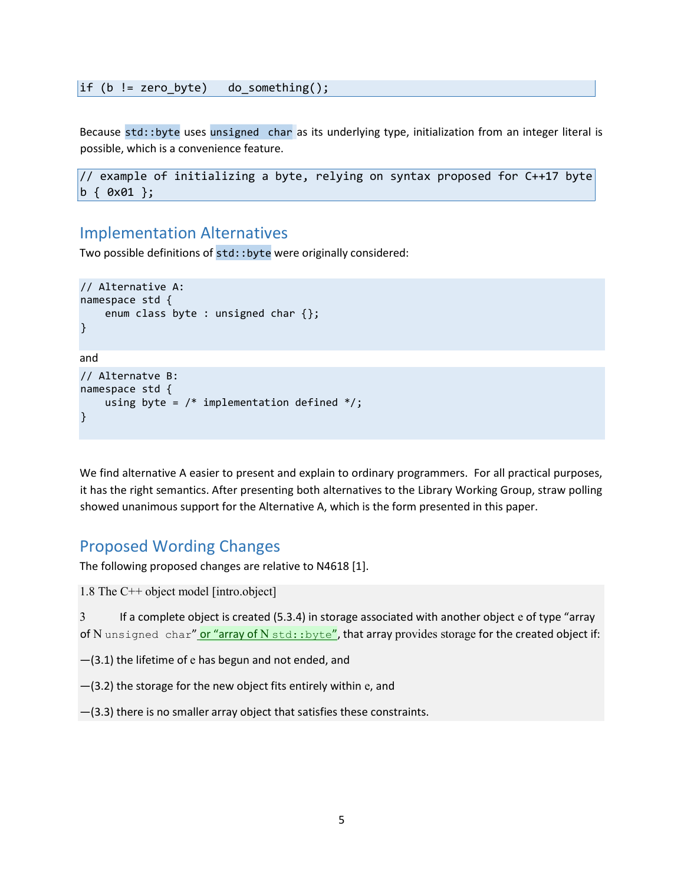```
if (b != zero_byte)   do_something();
```

Because `std::byte` uses `unsigned char` as its underlying type, initialization from an integer literal is possible, which is a convenience feature.

```
// example of initializing a byte, relying on syntax proposed for C++17 byte
b { 0x01 };
```

## Implementation Alternatives

Two possible definitions of `std::byte` were originally considered:

```
// Alternative A:
namespace std {
    enum class byte : unsigned char {};
}
```

and

```
// Alternatve B:
namespace std {
    using byte = /* implementation defined */;
}
```

We find alternative A easier to present and explain to ordinary programmers. For all practical purposes, it has the right semantics. After presenting both alternatives to the Library Working Group, straw polling showed unanimous support for the Alternative A, which is the form presented in this paper.

## Proposed Wording Changes

The following proposed changes are relative to N4618 [1].

1.8 The C++ object model [intro.object]

3 If a complete object is created (5.3.4) in storage associated with another object e of type "array of N `unsigned char`" or "array of N `std::byte`", that array provides storage for the created object if:

—(3.1) the lifetime of e has begun and not ended, and

—(3.2) the storage for the new object fits entirely within e, and

—(3.3) there is no smaller array object that satisfies these constraints.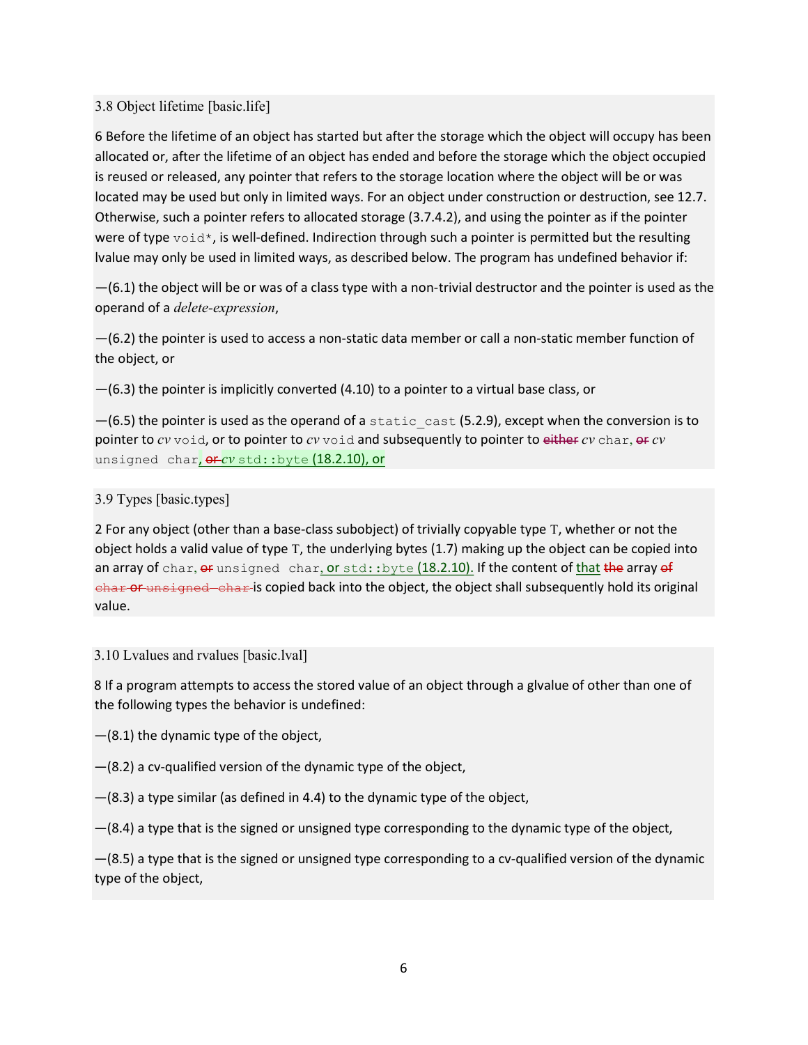3.8 Object lifetime [basic.life]

6 Before the lifetime of an object has started but after the storage which the object will occupy has been allocated or, after the lifetime of an object has ended and before the storage which the object occupied is reused or released, any pointer that refers to the storage location where the object will be or was located may be used but only in limited ways. For an object under construction or destruction, see 12.7. Otherwise, such a pointer refers to allocated storage (3.7.4.2), and using the pointer as if the pointer were of type `void*`, is well-defined. Indirection through such a pointer is permitted but the resulting lvalue may only be used in limited ways, as described below. The program has undefined behavior if:

—(6.1) the object will be or was of a class type with a non-trivial destructor and the pointer is used as the operand of a *delete-expression*,

—(6.2) the pointer is used to access a non-static data member or call a non-static member function of the object, or

—(6.3) the pointer is implicitly converted (4.10) to a pointer to a virtual base class, or

—(6.5) the pointer is used as the operand of a `static_cast` (5.2.9), except when the conversion is to pointer to *cv* `void`, or to pointer to *cv* `void` and subsequently to pointer to ~~either~~ *cv* `char`, ~~or~~ *cv* `unsigned char`, ~~or~~ *cv* `std::byte` (18.2.10), or

3.9 Types [basic.types]

2 For any object (other than a base-class subobject) of trivially copyable type T, whether or not the object holds a valid value of type T, the underlying bytes (1.7) making up the object can be copied into an array of `char`, ~~or~~ `unsigned char`, or `std::byte` (18.2.10). If the content of that ~~the~~ array ~~of `char` or `unsigned char`~~ is copied back into the object, the object shall subsequently hold its original value.

3.10 Lvalues and rvalues [basic.lval]

8 If a program attempts to access the stored value of an object through a glvalue of other than one of the following types the behavior is undefined:

—(8.1) the dynamic type of the object,

—(8.2) a cv-qualified version of the dynamic type of the object,

—(8.3) a type similar (as defined in 4.4) to the dynamic type of the object,

—(8.4) a type that is the signed or unsigned type corresponding to the dynamic type of the object,

—(8.5) a type that is the signed or unsigned type corresponding to a cv-qualified version of the dynamic type of the object,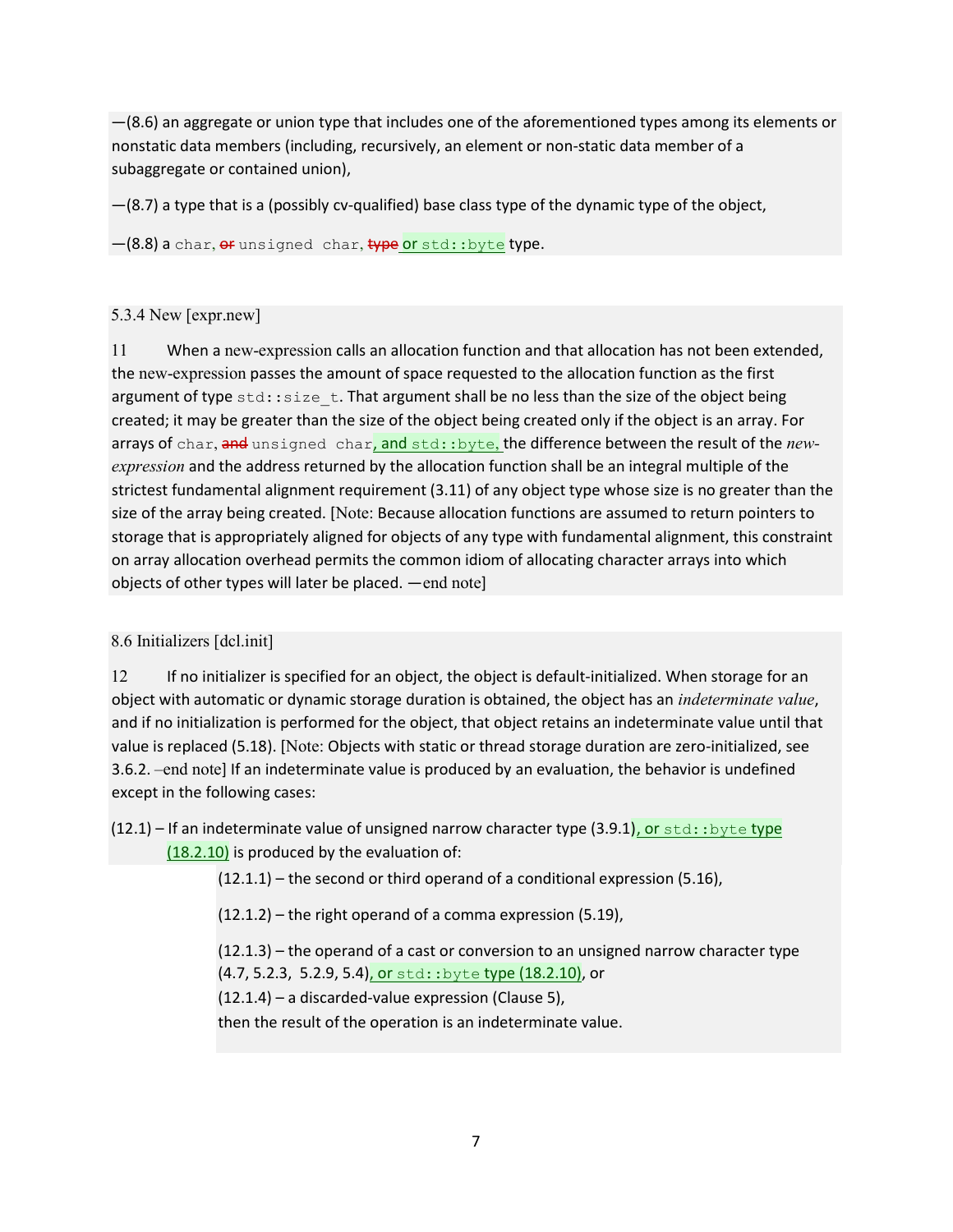—(8.6) an aggregate or union type that includes one of the aforementioned types among its elements or nonstatic data members (including, recursively, an element or non-static data member of a subaggregate or contained union),

—(8.7) a type that is a (possibly cv-qualified) base class type of the dynamic type of the object,

—(8.8) a `char`, ~~or~~ `unsigned char`, ~~type~~ or `std::byte` type.

5.3.4 New [expr.new]

11 When a new-expression calls an allocation function and that allocation has not been extended, the new-expression passes the amount of space requested to the allocation function as the first argument of type `std::size_t`. That argument shall be no less than the size of the object being created; it may be greater than the size of the object being created only if the object is an array. For arrays of `char`, ~~and~~ `unsigned char`, and `std::byte`, the difference between the result of the *new-expression* and the address returned by the allocation function shall be an integral multiple of the strictest fundamental alignment requirement (3.11) of any object type whose size is no greater than the size of the array being created. [Note: Because allocation functions are assumed to return pointers to storage that is appropriately aligned for objects of any type with fundamental alignment, this constraint on array allocation overhead permits the common idiom of allocating character arrays into which objects of other types will later be placed. —end note]

8.6 Initializers [dcl.init]

12 If no initializer is specified for an object, the object is default-initialized. When storage for an object with automatic or dynamic storage duration is obtained, the object has an *indeterminate value*, and if no initialization is performed for the object, that object retains an indeterminate value until that value is replaced (5.18). [Note: Objects with static or thread storage duration are zero-initialized, see 3.6.2. –end note] If an indeterminate value is produced by an evaluation, the behavior is undefined except in the following cases:

(12.1) – If an indeterminate value of unsigned narrow character type (3.9.1), or `std::byte` type (18.2.10) is produced by the evaluation of:

(12.1.1) – the second or third operand of a conditional expression (5.16),

(12.1.2) – the right operand of a comma expression (5.19),

(12.1.3) – the operand of a cast or conversion to an unsigned narrow character type (4.7, 5.2.3, 5.2.9, 5.4), or `std::byte` type (18.2.10), or

(12.1.4) – a discarded-value expression (Clause 5),

then the result of the operation is an indeterminate value.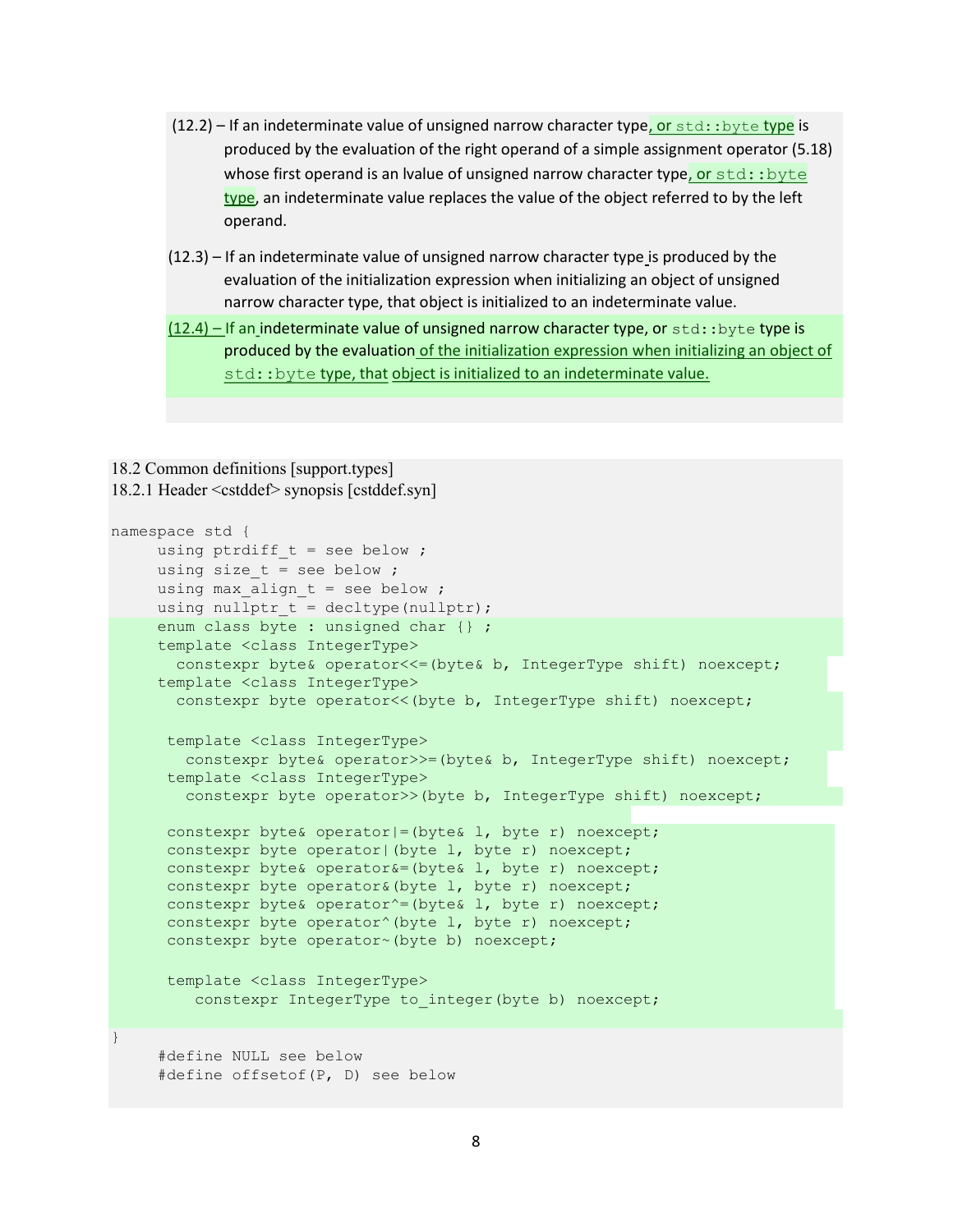(12.2) – If an indeterminate value of unsigned narrow character type, or `std::byte` type is produced by the evaluation of the right operand of a simple assignment operator (5.18) whose first operand is an lvalue of unsigned narrow character type, or `std::byte` type, an indeterminate value replaces the value of the object referred to by the left operand.

(12.3) – If an indeterminate value of unsigned narrow character type is produced by the evaluation of the initialization expression when initializing an object of unsigned narrow character type, that object is initialized to an indeterminate value.

(12.4) – If an indeterminate value of unsigned narrow character type, or `std::byte` type is produced by the evaluation of the initialization expression when initializing an object of `std::byte` type, that object is initialized to an indeterminate value.

18.2 Common definitions [support.types]

18.2.1 Header <cstddef> synopsis [cstddef.syn]

```
namespace std {
     using ptrdiff_t = see below ;
     using size_t = see below ;
     using max_align_t = see below ;
     using nullptr_t = decltype(nullptr);
     enum class byte : unsigned char {} ;
     template <class IntegerType>
       constexpr byte& operator<<=(byte& b, IntegerType shift) noexcept;
     template <class IntegerType>
       constexpr byte operator<<(byte b, IntegerType shift) noexcept;

      template <class IntegerType>
        constexpr byte& operator>>=(byte& b, IntegerType shift) noexcept;
      template <class IntegerType>
        constexpr byte operator>>(byte b, IntegerType shift) noexcept;

      constexpr byte& operator|=(byte& l, byte r) noexcept;
      constexpr byte operator|(byte l, byte r) noexcept;
      constexpr byte& operator&=(byte& l, byte r) noexcept;
      constexpr byte operator&(byte l, byte r) noexcept;
      constexpr byte& operator^=(byte& l, byte r) noexcept;
      constexpr byte operator^(byte l, byte r) noexcept;
      constexpr byte operator~(byte b) noexcept;

      template <class IntegerType>
         constexpr IntegerType to_integer(byte b) noexcept;

}
     #define NULL see below
     #define offsetof(P, D) see below
```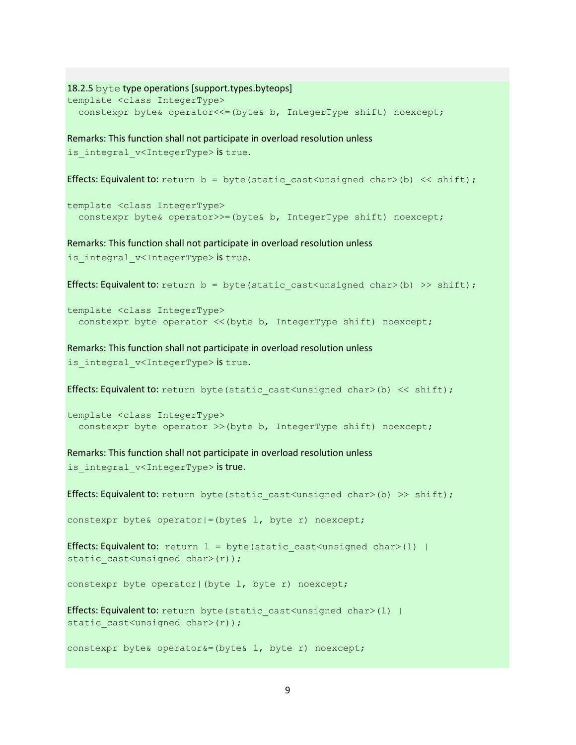18.2.5 `byte` type operations [support.types.byteops]

```
template <class IntegerType>
  constexpr byte& operator<<=(byte& b, IntegerType shift) noexcept;
```

Remarks: This function shall not participate in overload resolution unless `is_integral_v<IntegerType>` is `true`.

Effects: Equivalent to: `return b = byte(static_cast<unsigned char>(b) << shift);`

```
template <class IntegerType>
  constexpr byte& operator>>=(byte& b, IntegerType shift) noexcept;
```

Remarks: This function shall not participate in overload resolution unless `is_integral_v<IntegerType>` is `true`.

Effects: Equivalent to: `return b = byte(static_cast<unsigned char>(b) >> shift);`

```
template <class IntegerType>
  constexpr byte operator <<(byte b, IntegerType shift) noexcept;
```

Remarks: This function shall not participate in overload resolution unless `is_integral_v<IntegerType>` is `true`.

Effects: Equivalent to: `return byte(static_cast<unsigned char>(b) << shift);`

```
template <class IntegerType>
  constexpr byte operator >>(byte b, IntegerType shift) noexcept;
```

Remarks: This function shall not participate in overload resolution unless `is_integral_v<IntegerType>` is true.

Effects: Equivalent to: `return byte(static_cast<unsigned char>(b) >> shift);`

```
constexpr byte& operator|=(byte& l, byte r) noexcept;
```

Effects: Equivalent to: `return l = byte(static_cast<unsigned char>(l) | static_cast<unsigned char>(r));`

```
constexpr byte operator|(byte l, byte r) noexcept;
```

Effects: Equivalent to: `return byte(static_cast<unsigned char>(l) | static_cast<unsigned char>(r));`

```
constexpr byte& operator&=(byte& l, byte r) noexcept;
```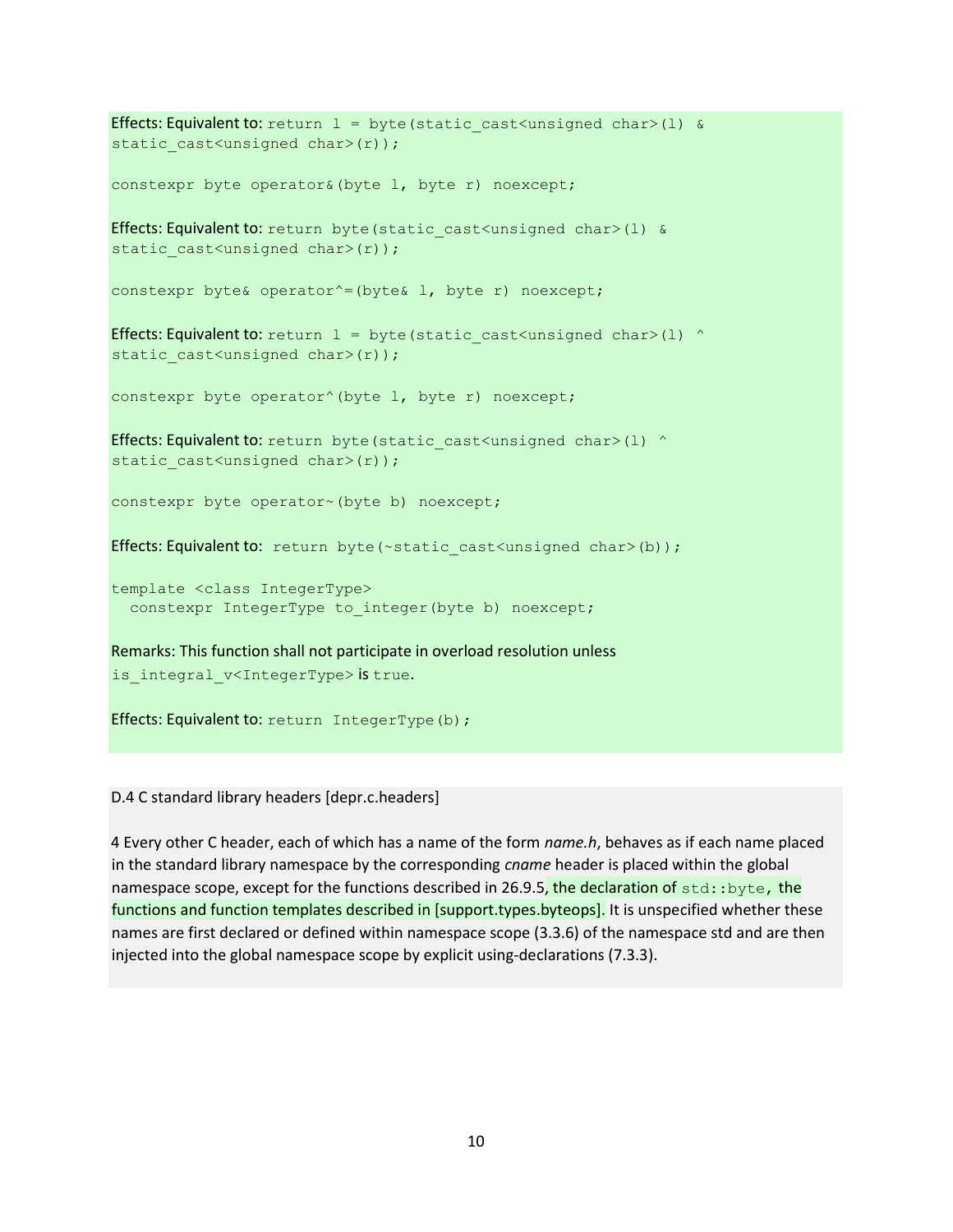**Effects:** Equivalent to: `return l = byte(static_cast<unsigned char>(l) & static_cast<unsigned char>(r));`

```
constexpr byte operator&(byte l, byte r) noexcept;
```

**Effects:** Equivalent to: `return byte(static_cast<unsigned char>(l) & static_cast<unsigned char>(r));`

```
constexpr byte& operator^=(byte& l, byte r) noexcept;
```

**Effects:** Equivalent to: `return l = byte(static_cast<unsigned char>(l) ^ static_cast<unsigned char>(r));`

```
constexpr byte operator^(byte l, byte r) noexcept;
```

**Effects:** Equivalent to: `return byte(static_cast<unsigned char>(l) ^ static_cast<unsigned char>(r));`

```
constexpr byte operator~(byte b) noexcept;
```

**Effects:** Equivalent to: `return byte(~static_cast<unsigned char>(b));`

```
template <class IntegerType>
  constexpr IntegerType to_integer(byte b) noexcept;
```

Remarks: This function shall not participate in overload resolution unless `is_integral_v<IntegerType>` is `true`.

**Effects:** Equivalent to: `return IntegerType(b);`

D.4 C standard library headers [depr.c.headers]

4 Every other C header, each of which has a name of the form *name.h*, behaves as if each name placed in the standard library namespace by the corresponding *cname* header is placed within the global namespace scope, except for the functions described in 26.9.5, the declaration of `std::byte`, the functions and function templates described in [support.types.byteops]. It is unspecified whether these names are first declared or defined within namespace scope (3.3.6) of the namespace std and are then injected into the global namespace scope by explicit using-declarations (7.3.3).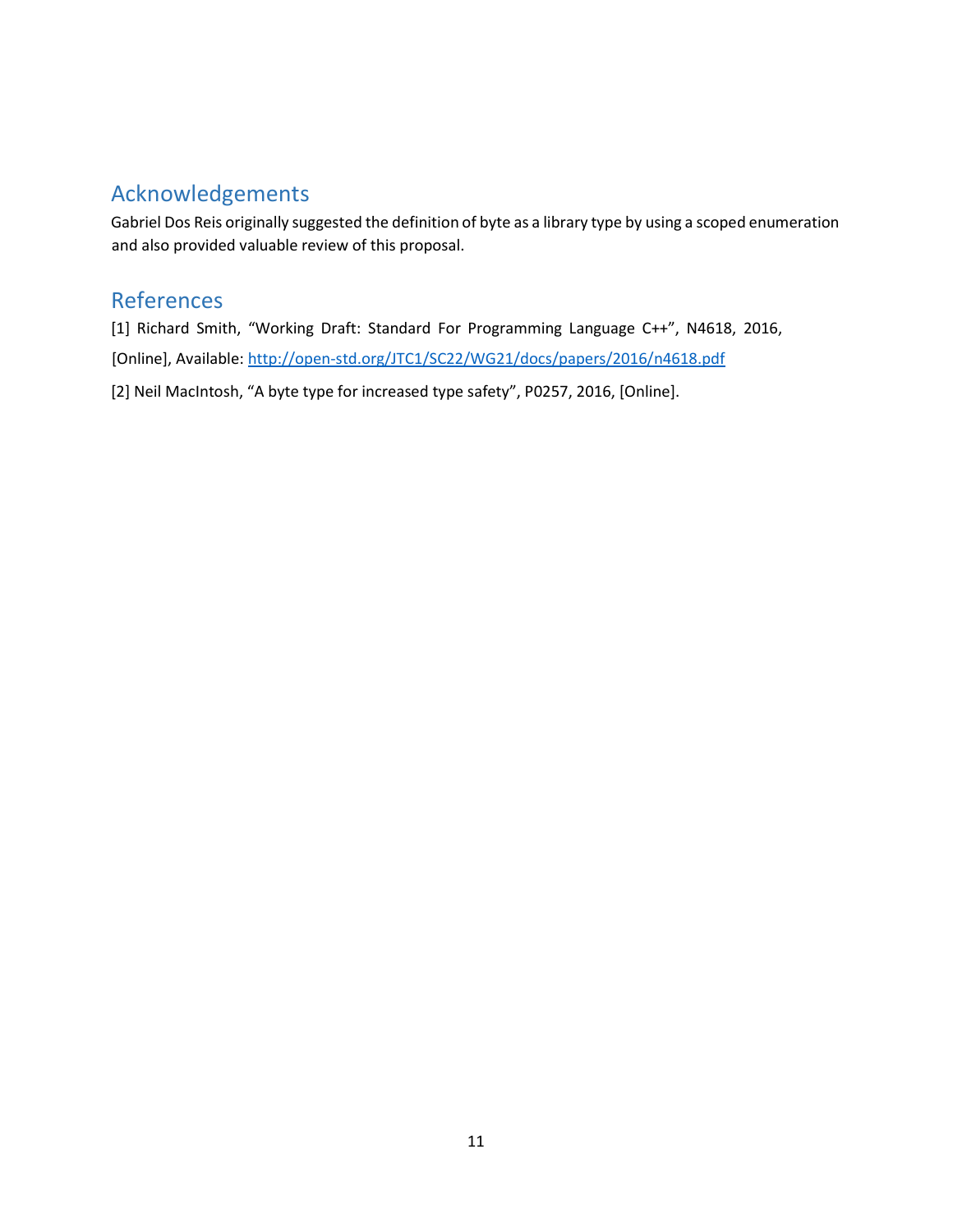## Acknowledgements

Gabriel Dos Reis originally suggested the definition of byte as a library type by using a scoped enumeration and also provided valuable review of this proposal.

## References

[1] Richard Smith, "Working Draft: Standard For Programming Language C++", N4618, 2016, [Online], Available: http://open-std.org/JTC1/SC22/WG21/docs/papers/2016/n4618.pdf

[2] Neil MacIntosh, "A byte type for increased type safety", P0257, 2016, [Online].